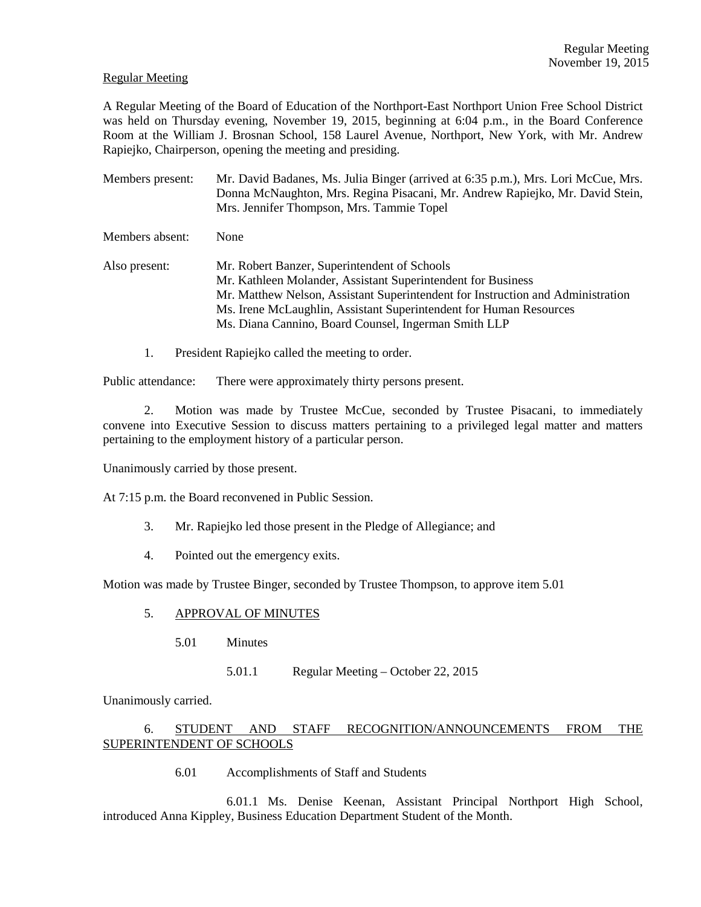Regular Meeting
November 19, 2015

Regular Meeting

A Regular Meeting of the Board of Education of the Northport-East Northport Union Free School District was held on Thursday evening, November 19, 2015, beginning at 6:04 p.m., in the Board Conference Room at the William J. Brosnan School, 158 Laurel Avenue, Northport, New York, with Mr. Andrew Rapiejko, Chairperson, opening the meeting and presiding.

Members present: Mr. David Badanes, Ms. Julia Binger (arrived at 6:35 p.m.), Mrs. Lori McCue, Mrs. Donna McNaughton, Mrs. Regina Pisacani, Mr. Andrew Rapiejko, Mr. David Stein, Mrs. Jennifer Thompson, Mrs. Tammie Topel

Members absent: None

Also present: Mr. Robert Banzer, Superintendent of Schools
Mr. Kathleen Molander, Assistant Superintendent for Business
Mr. Matthew Nelson, Assistant Superintendent for Instruction and Administration
Ms. Irene McLaughlin, Assistant Superintendent for Human Resources
Ms. Diana Cannino, Board Counsel, Ingerman Smith LLP

1. President Rapiejko called the meeting to order.

Public attendance: There were approximately thirty persons present.

2. Motion was made by Trustee McCue, seconded by Trustee Pisacani, to immediately convene into Executive Session to discuss matters pertaining to a privileged legal matter and matters pertaining to the employment history of a particular person.

Unanimously carried by those present.

At 7:15 p.m. the Board reconvened in Public Session.

3. Mr. Rapiejko led those present in the Pledge of Allegiance; and

4. Pointed out the emergency exits.

Motion was made by Trustee Binger, seconded by Trustee Thompson, to approve item 5.01

5. APPROVAL OF MINUTES

5.01 Minutes

5.01.1 Regular Meeting – October 22, 2015

Unanimously carried.

6. STUDENT AND STAFF RECOGNITION/ANNOUNCEMENTS FROM THE SUPERINTENDENT OF SCHOOLS

6.01 Accomplishments of Staff and Students

6.01.1 Ms. Denise Keenan, Assistant Principal Northport High School, introduced Anna Kippley, Business Education Department Student of the Month.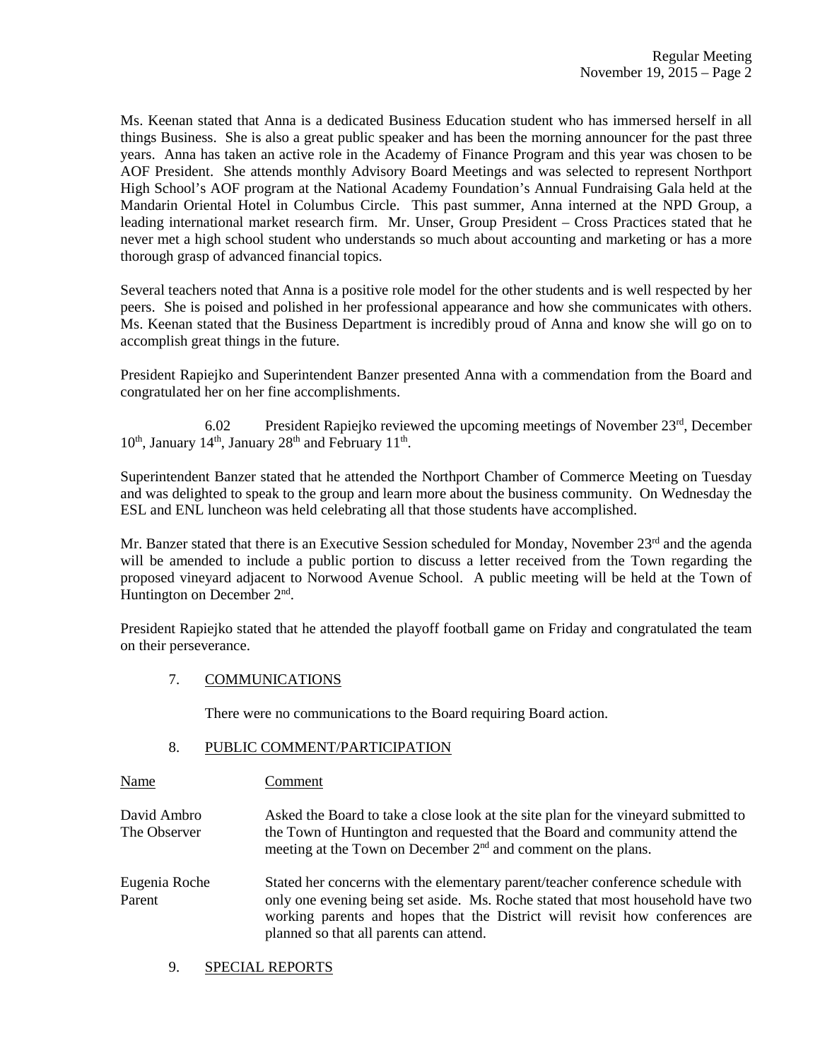Ms. Keenan stated that Anna is a dedicated Business Education student who has immersed herself in all things Business. She is also a great public speaker and has been the morning announcer for the past three years. Anna has taken an active role in the Academy of Finance Program and this year was chosen to be AOF President. She attends monthly Advisory Board Meetings and was selected to represent Northport High School's AOF program at the National Academy Foundation's Annual Fundraising Gala held at the Mandarin Oriental Hotel in Columbus Circle. This past summer, Anna interned at the NPD Group, a leading international market research firm. Mr. Unser, Group President – Cross Practices stated that he never met a high school student who understands so much about accounting and marketing or has a more thorough grasp of advanced financial topics.

Several teachers noted that Anna is a positive role model for the other students and is well respected by her peers. She is poised and polished in her professional appearance and how she communicates with others. Ms. Keenan stated that the Business Department is incredibly proud of Anna and know she will go on to accomplish great things in the future.

President Rapiejko and Superintendent Banzer presented Anna with a commendation from the Board and congratulated her on her fine accomplishments.

6.02 President Rapiejko reviewed the upcoming meetings of November 23rd, December 10th, January 14th, January 28th and February 11th.

Superintendent Banzer stated that he attended the Northport Chamber of Commerce Meeting on Tuesday and was delighted to speak to the group and learn more about the business community. On Wednesday the ESL and ENL luncheon was held celebrating all that those students have accomplished.

Mr. Banzer stated that there is an Executive Session scheduled for Monday, November 23rd and the agenda will be amended to include a public portion to discuss a letter received from the Town regarding the proposed vineyard adjacent to Norwood Avenue School. A public meeting will be held at the Town of Huntington on December 2nd.

President Rapiejko stated that he attended the playoff football game on Friday and congratulated the team on their perseverance.

7. COMMUNICATIONS

There were no communications to the Board requiring Board action.

8. PUBLIC COMMENT/PARTICIPATION

| Name | Comment |
|---|---|
| David Ambro<br>The Observer | Asked the Board to take a close look at the site plan for the vineyard submitted to the Town of Huntington and requested that the Board and community attend the meeting at the Town on December 2nd and comment on the plans. |
| Eugenia Roche<br>Parent | Stated her concerns with the elementary parent/teacher conference schedule with only one evening being set aside. Ms. Roche stated that most household have two working parents and hopes that the District will revisit how conferences are planned so that all parents can attend. |

9. SPECIAL REPORTS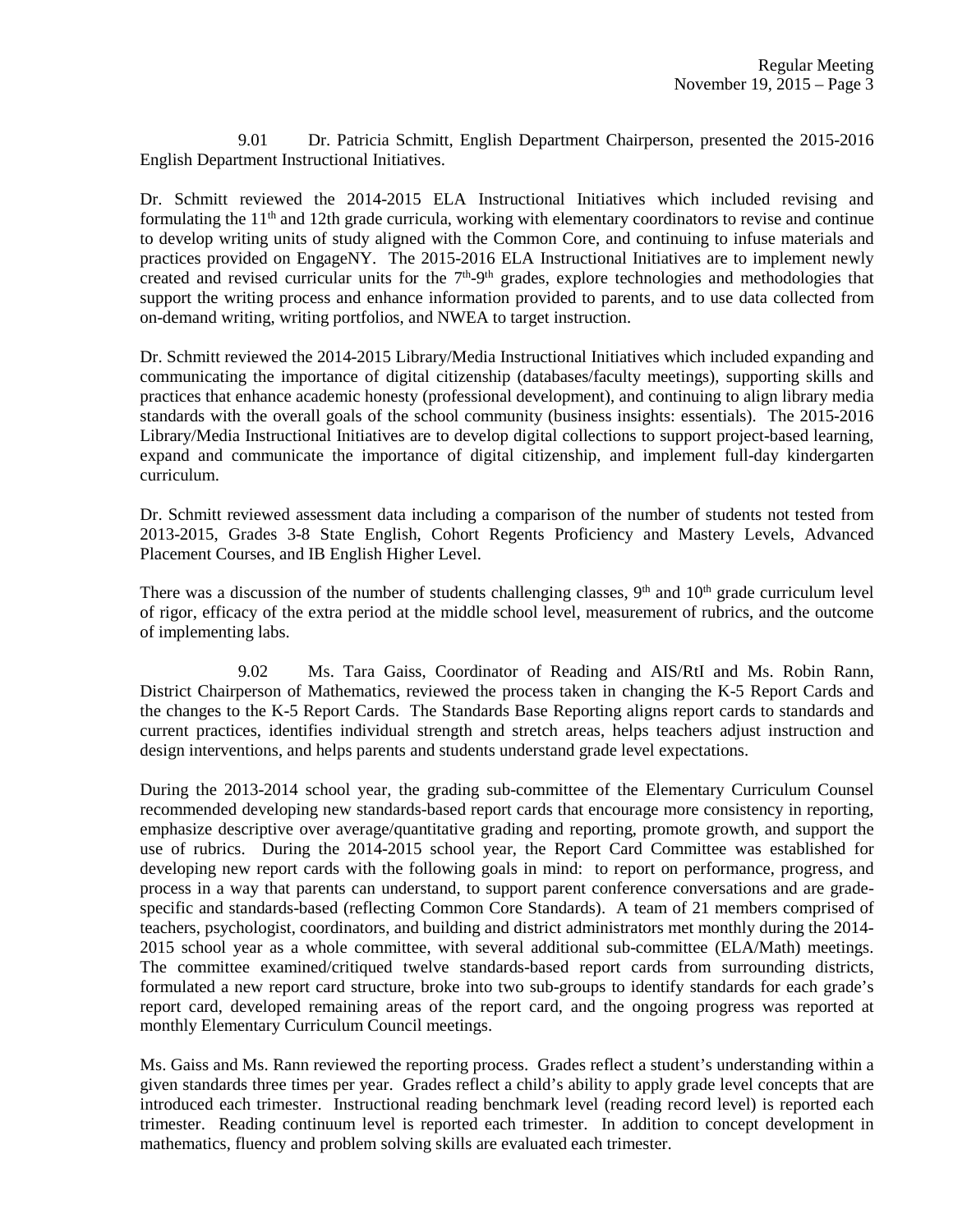9.01 Dr. Patricia Schmitt, English Department Chairperson, presented the 2015-2016 English Department Instructional Initiatives.

Dr. Schmitt reviewed the 2014-2015 ELA Instructional Initiatives which included revising and formulating the 11th and 12th grade curricula, working with elementary coordinators to revise and continue to develop writing units of study aligned with the Common Core, and continuing to infuse materials and practices provided on EngageNY. The 2015-2016 ELA Instructional Initiatives are to implement newly created and revised curricular units for the 7th-9th grades, explore technologies and methodologies that support the writing process and enhance information provided to parents, and to use data collected from on-demand writing, writing portfolios, and NWEA to target instruction.

Dr. Schmitt reviewed the 2014-2015 Library/Media Instructional Initiatives which included expanding and communicating the importance of digital citizenship (databases/faculty meetings), supporting skills and practices that enhance academic honesty (professional development), and continuing to align library media standards with the overall goals of the school community (business insights: essentials). The 2015-2016 Library/Media Instructional Initiatives are to develop digital collections to support project-based learning, expand and communicate the importance of digital citizenship, and implement full-day kindergarten curriculum.

Dr. Schmitt reviewed assessment data including a comparison of the number of students not tested from 2013-2015, Grades 3-8 State English, Cohort Regents Proficiency and Mastery Levels, Advanced Placement Courses, and IB English Higher Level.

There was a discussion of the number of students challenging classes, 9th and 10th grade curriculum level of rigor, efficacy of the extra period at the middle school level, measurement of rubrics, and the outcome of implementing labs.

9.02 Ms. Tara Gaiss, Coordinator of Reading and AIS/RtI and Ms. Robin Rann, District Chairperson of Mathematics, reviewed the process taken in changing the K-5 Report Cards and the changes to the K-5 Report Cards. The Standards Base Reporting aligns report cards to standards and current practices, identifies individual strength and stretch areas, helps teachers adjust instruction and design interventions, and helps parents and students understand grade level expectations.

During the 2013-2014 school year, the grading sub-committee of the Elementary Curriculum Counsel recommended developing new standards-based report cards that encourage more consistency in reporting, emphasize descriptive over average/quantitative grading and reporting, promote growth, and support the use of rubrics. During the 2014-2015 school year, the Report Card Committee was established for developing new report cards with the following goals in mind: to report on performance, progress, and process in a way that parents can understand, to support parent conference conversations and are grade-specific and standards-based (reflecting Common Core Standards). A team of 21 members comprised of teachers, psychologist, coordinators, and building and district administrators met monthly during the 2014-2015 school year as a whole committee, with several additional sub-committee (ELA/Math) meetings. The committee examined/critiqued twelve standards-based report cards from surrounding districts, formulated a new report card structure, broke into two sub-groups to identify standards for each grade's report card, developed remaining areas of the report card, and the ongoing progress was reported at monthly Elementary Curriculum Council meetings.

Ms. Gaiss and Ms. Rann reviewed the reporting process. Grades reflect a student's understanding within a given standards three times per year. Grades reflect a child's ability to apply grade level concepts that are introduced each trimester. Instructional reading benchmark level (reading record level) is reported each trimester. Reading continuum level is reported each trimester. In addition to concept development in mathematics, fluency and problem solving skills are evaluated each trimester.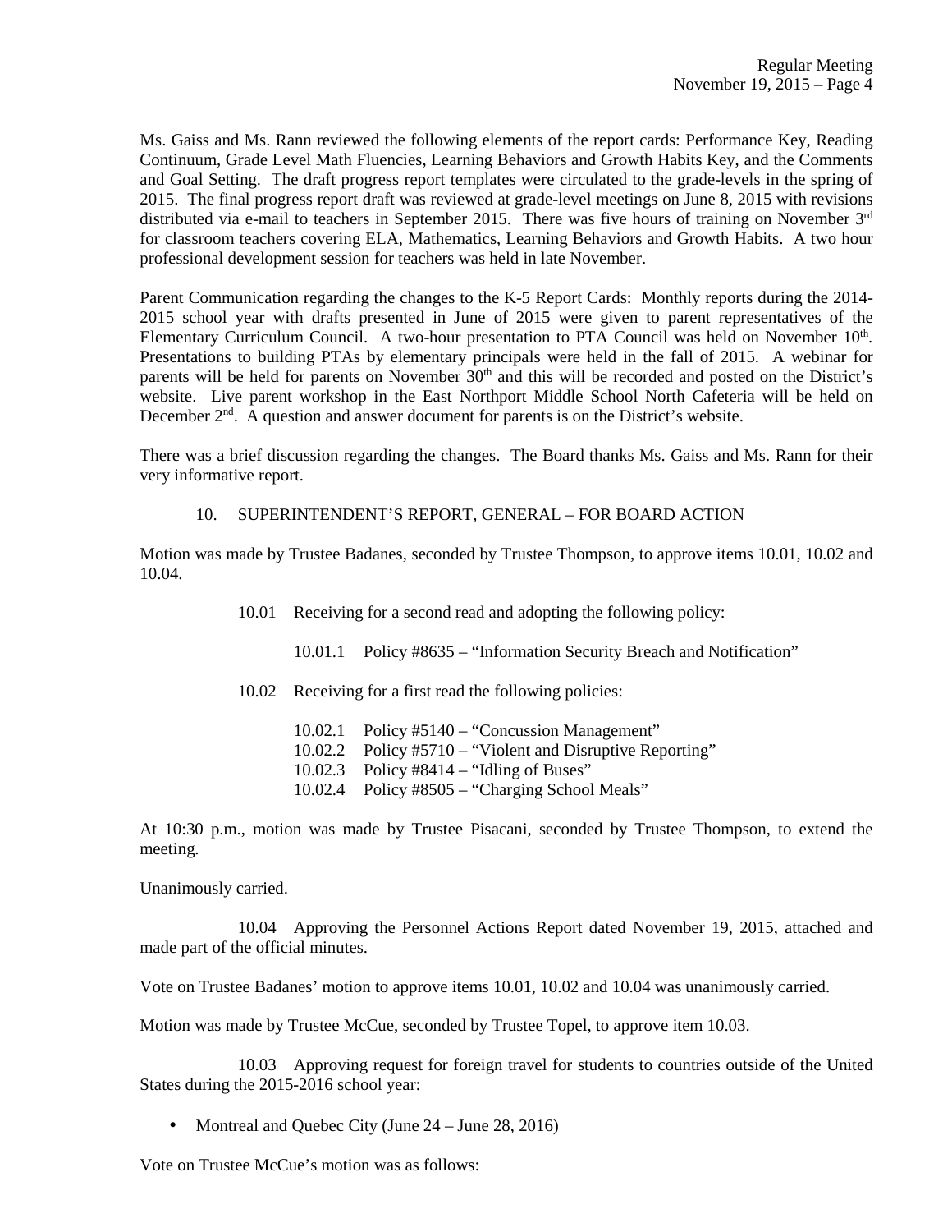Ms. Gaiss and Ms. Rann reviewed the following elements of the report cards: Performance Key, Reading Continuum, Grade Level Math Fluencies, Learning Behaviors and Growth Habits Key, and the Comments and Goal Setting. The draft progress report templates were circulated to the grade-levels in the spring of 2015. The final progress report draft was reviewed at grade-level meetings on June 8, 2015 with revisions distributed via e-mail to teachers in September 2015. There was five hours of training on November 3rd for classroom teachers covering ELA, Mathematics, Learning Behaviors and Growth Habits. A two hour professional development session for teachers was held in late November.

Parent Communication regarding the changes to the K-5 Report Cards: Monthly reports during the 2014-2015 school year with drafts presented in June of 2015 were given to parent representatives of the Elementary Curriculum Council. A two-hour presentation to PTA Council was held on November 10th. Presentations to building PTAs by elementary principals were held in the fall of 2015. A webinar for parents will be held for parents on November 30th and this will be recorded and posted on the District's website. Live parent workshop in the East Northport Middle School North Cafeteria will be held on December 2nd. A question and answer document for parents is on the District's website.

There was a brief discussion regarding the changes. The Board thanks Ms. Gaiss and Ms. Rann for their very informative report.

## 10. SUPERINTENDENT'S REPORT, GENERAL – FOR BOARD ACTION

Motion was made by Trustee Badanes, seconded by Trustee Thompson, to approve items 10.01, 10.02 and 10.04.

10.01 Receiving for a second read and adopting the following policy:

10.01.1 Policy #8635 – "Information Security Breach and Notification"

10.02 Receiving for a first read the following policies:

10.02.1 Policy #5140 – "Concussion Management"
10.02.2 Policy #5710 – "Violent and Disruptive Reporting"
10.02.3 Policy #8414 – "Idling of Buses"
10.02.4 Policy #8505 – "Charging School Meals"

At 10:30 p.m., motion was made by Trustee Pisacani, seconded by Trustee Thompson, to extend the meeting.

Unanimously carried.

10.04 Approving the Personnel Actions Report dated November 19, 2015, attached and made part of the official minutes.

Vote on Trustee Badanes' motion to approve items 10.01, 10.02 and 10.04 was unanimously carried.

Motion was made by Trustee McCue, seconded by Trustee Topel, to approve item 10.03.

10.03 Approving request for foreign travel for students to countries outside of the United States during the 2015-2016 school year:

- Montreal and Quebec City (June 24 – June 28, 2016)

Vote on Trustee McCue's motion was as follows: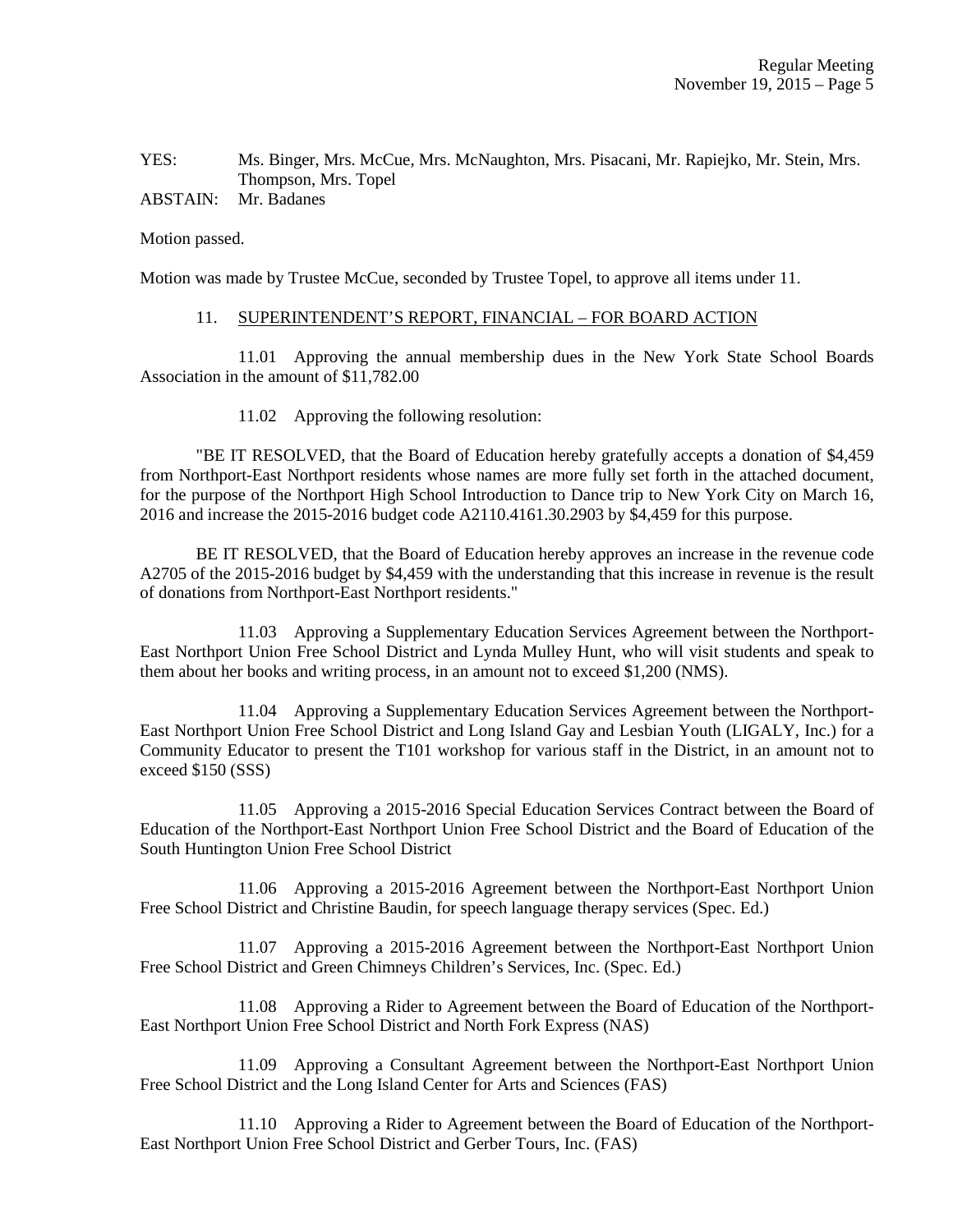YES: Ms. Binger, Mrs. McCue, Mrs. McNaughton, Mrs. Pisacani, Mr. Rapiejko, Mr. Stein, Mrs. Thompson, Mrs. Topel
ABSTAIN: Mr. Badanes

Motion passed.

Motion was made by Trustee McCue, seconded by Trustee Topel, to approve all items under 11.

11. SUPERINTENDENT'S REPORT, FINANCIAL – FOR BOARD ACTION

11.01 Approving the annual membership dues in the New York State School Boards Association in the amount of $11,782.00

11.02 Approving the following resolution:

"BE IT RESOLVED, that the Board of Education hereby gratefully accepts a donation of $4,459 from Northport-East Northport residents whose names are more fully set forth in the attached document, for the purpose of the Northport High School Introduction to Dance trip to New York City on March 16, 2016 and increase the 2015-2016 budget code A2110.4161.30.2903 by $4,459 for this purpose.

BE IT RESOLVED, that the Board of Education hereby approves an increase in the revenue code A2705 of the 2015-2016 budget by $4,459 with the understanding that this increase in revenue is the result of donations from Northport-East Northport residents."

11.03 Approving a Supplementary Education Services Agreement between the Northport-East Northport Union Free School District and Lynda Mulley Hunt, who will visit students and speak to them about her books and writing process, in an amount not to exceed $1,200 (NMS).

11.04 Approving a Supplementary Education Services Agreement between the Northport-East Northport Union Free School District and Long Island Gay and Lesbian Youth (LIGALY, Inc.) for a Community Educator to present the T101 workshop for various staff in the District, in an amount not to exceed $150 (SSS)

11.05 Approving a 2015-2016 Special Education Services Contract between the Board of Education of the Northport-East Northport Union Free School District and the Board of Education of the South Huntington Union Free School District

11.06 Approving a 2015-2016 Agreement between the Northport-East Northport Union Free School District and Christine Baudin, for speech language therapy services (Spec. Ed.)

11.07 Approving a 2015-2016 Agreement between the Northport-East Northport Union Free School District and Green Chimneys Children's Services, Inc. (Spec. Ed.)

11.08 Approving a Rider to Agreement between the Board of Education of the Northport-East Northport Union Free School District and North Fork Express (NAS)

11.09 Approving a Consultant Agreement between the Northport-East Northport Union Free School District and the Long Island Center for Arts and Sciences (FAS)

11.10 Approving a Rider to Agreement between the Board of Education of the Northport-East Northport Union Free School District and Gerber Tours, Inc. (FAS)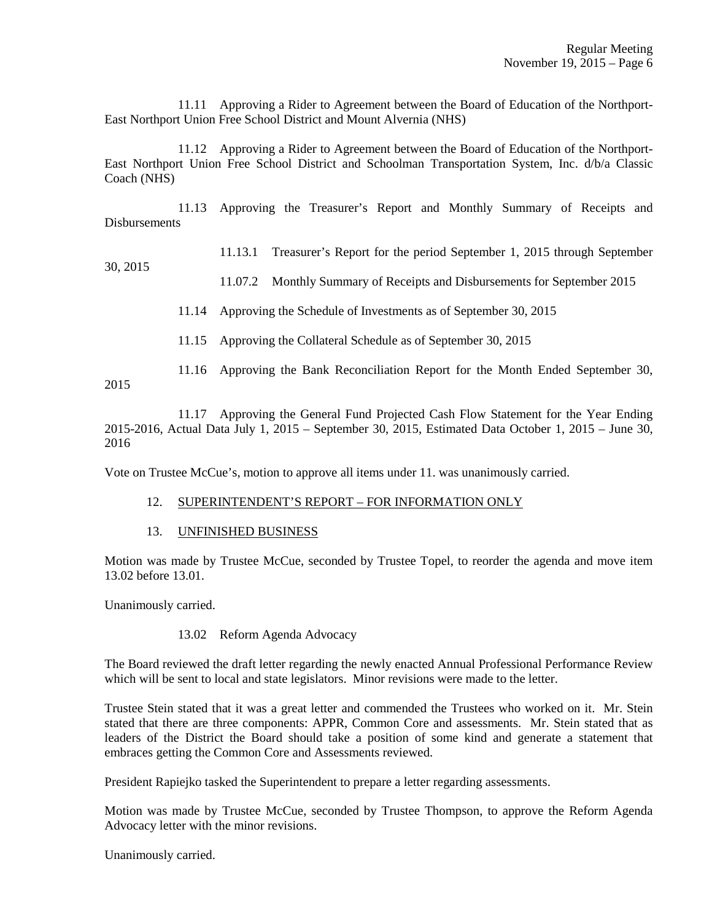11.11 Approving a Rider to Agreement between the Board of Education of the Northport-East Northport Union Free School District and Mount Alvernia (NHS)

11.12 Approving a Rider to Agreement between the Board of Education of the Northport-East Northport Union Free School District and Schoolman Transportation System, Inc. d/b/a Classic Coach (NHS)

11.13 Approving the Treasurer's Report and Monthly Summary of Receipts and Disbursements

11.13.1 Treasurer's Report for the period September 1, 2015 through September 30, 2015

11.07.2 Monthly Summary of Receipts and Disbursements for September 2015

11.14 Approving the Schedule of Investments as of September 30, 2015

11.15 Approving the Collateral Schedule as of September 30, 2015

11.16 Approving the Bank Reconciliation Report for the Month Ended September 30, 2015

11.17 Approving the General Fund Projected Cash Flow Statement for the Year Ending 2015-2016, Actual Data July 1, 2015 – September 30, 2015, Estimated Data October 1, 2015 – June 30, 2016

Vote on Trustee McCue's, motion to approve all items under 11. was unanimously carried.

12. SUPERINTENDENT'S REPORT – FOR INFORMATION ONLY

13. UNFINISHED BUSINESS

Motion was made by Trustee McCue, seconded by Trustee Topel, to reorder the agenda and move item 13.02 before 13.01.

Unanimously carried.

13.02 Reform Agenda Advocacy

The Board reviewed the draft letter regarding the newly enacted Annual Professional Performance Review which will be sent to local and state legislators. Minor revisions were made to the letter.

Trustee Stein stated that it was a great letter and commended the Trustees who worked on it. Mr. Stein stated that there are three components: APPR, Common Core and assessments. Mr. Stein stated that as leaders of the District the Board should take a position of some kind and generate a statement that embraces getting the Common Core and Assessments reviewed.

President Rapiejko tasked the Superintendent to prepare a letter regarding assessments.

Motion was made by Trustee McCue, seconded by Trustee Thompson, to approve the Reform Agenda Advocacy letter with the minor revisions.

Unanimously carried.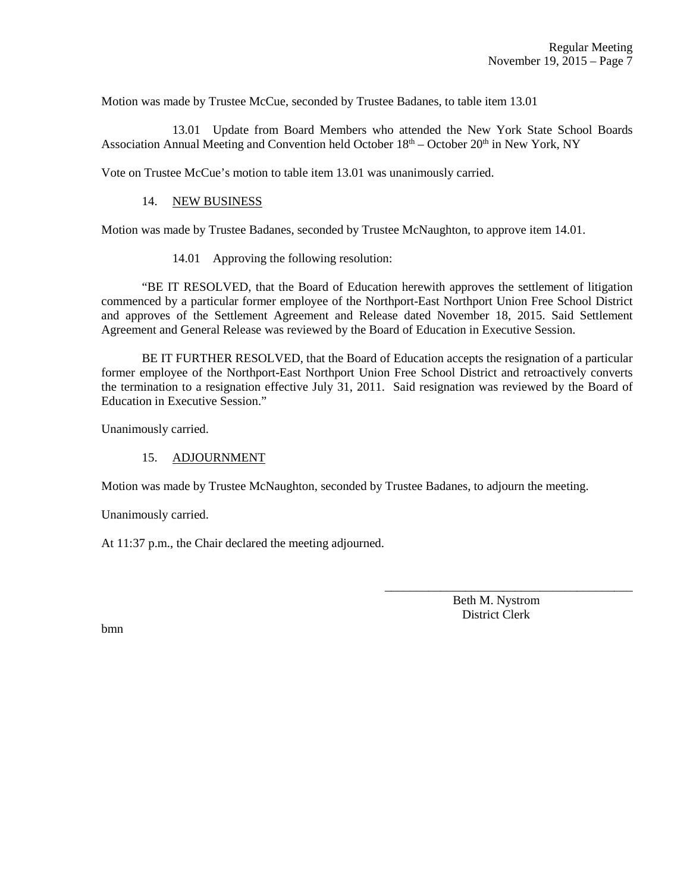Motion was made by Trustee McCue, seconded by Trustee Badanes, to table item 13.01

13.01 Update from Board Members who attended the New York State School Boards Association Annual Meeting and Convention held October 18th – October 20th in New York, NY

Vote on Trustee McCue's motion to table item 13.01 was unanimously carried.

14. NEW BUSINESS

Motion was made by Trustee Badanes, seconded by Trustee McNaughton, to approve item 14.01.

14.01 Approving the following resolution:

"BE IT RESOLVED, that the Board of Education herewith approves the settlement of litigation commenced by a particular former employee of the Northport-East Northport Union Free School District and approves of the Settlement Agreement and Release dated November 18, 2015. Said Settlement Agreement and General Release was reviewed by the Board of Education in Executive Session.

BE IT FURTHER RESOLVED, that the Board of Education accepts the resignation of a particular former employee of the Northport-East Northport Union Free School District and retroactively converts the termination to a resignation effective July 31, 2011. Said resignation was reviewed by the Board of Education in Executive Session."

Unanimously carried.

15. ADJOURNMENT

Motion was made by Trustee McNaughton, seconded by Trustee Badanes, to adjourn the meeting.

Unanimously carried.

At 11:37 p.m., the Chair declared the meeting adjourned.

\_\_\_\_\_\_\_\_\_\_\_\_\_\_\_\_\_\_\_\_\_\_\_\_\_\_\_\_\_\_\_\_\_\_\_\_\_\_\_\_

Beth M. Nystrom
District Clerk

bmn